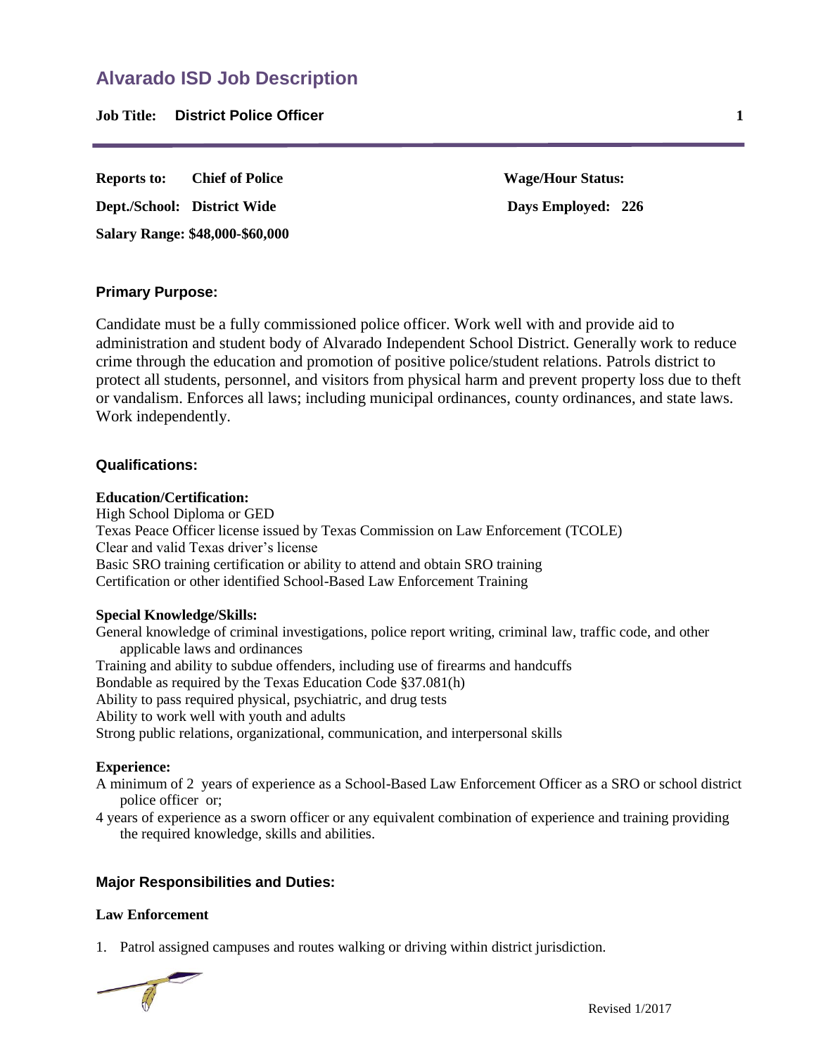# Alvarado ISD Job Description

**Job Title: District Police Officer**

**Reports to:** **Chief of Police**

**Wage/Hour Status:**

**Dept./School:** **District Wide**

**Days Employed:** **226**

**Salary Range: $48,000-$60,000**

## Primary Purpose:

Candidate must be a fully commissioned police officer. Work well with and provide aid to administration and student body of Alvarado Independent School District. Generally work to reduce crime through the education and promotion of positive police/student relations. Patrols district to protect all students, personnel, and visitors from physical harm and prevent property loss due to theft or vandalism. Enforces all laws; including municipal ordinances, county ordinances, and state laws. Work independently.

## Qualifications:

**Education/Certification:**

High School Diploma or GED
Texas Peace Officer license issued by Texas Commission on Law Enforcement (TCOLE)
Clear and valid Texas driver's license
Basic SRO training certification or ability to attend and obtain SRO training
Certification or other identified School-Based Law Enforcement Training

**Special Knowledge/Skills:**

General knowledge of criminal investigations, police report writing, criminal law, traffic code, and other applicable laws and ordinances
Training and ability to subdue offenders, including use of firearms and handcuffs
Bondable as required by the Texas Education Code §37.081(h)
Ability to pass required physical, psychiatric, and drug tests
Ability to work well with youth and adults
Strong public relations, organizational, communication, and interpersonal skills

**Experience:**

A minimum of 2 years of experience as a School-Based Law Enforcement Officer as a SRO or school district police officer or;
4 years of experience as a sworn officer or any equivalent combination of experience and training providing the required knowledge, skills and abilities.

## Major Responsibilities and Duties:

**Law Enforcement**

1. Patrol assigned campuses and routes walking or driving within district jurisdiction.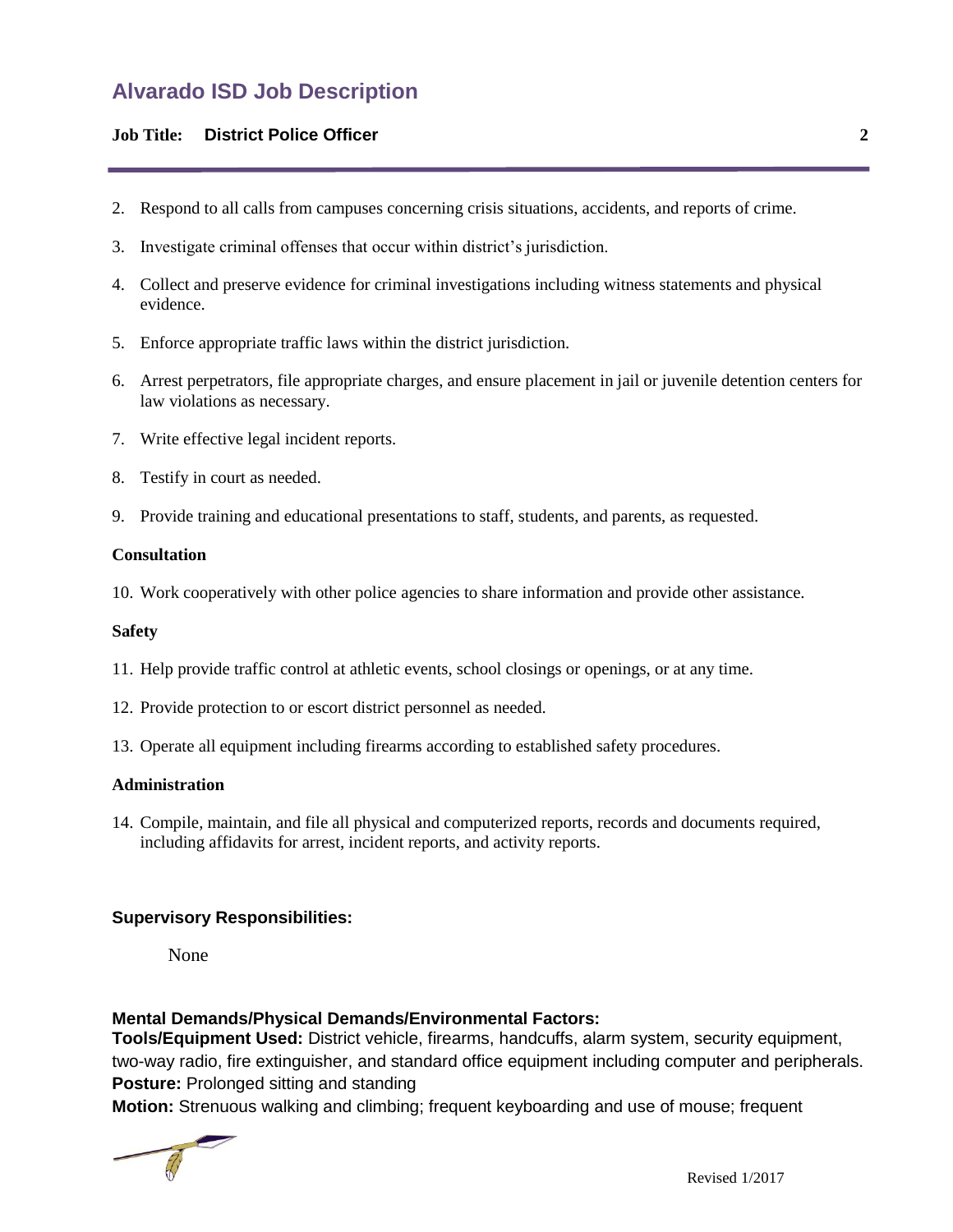2. Respond to all calls from campuses concerning crisis situations, accidents, and reports of crime.
3. Investigate criminal offenses that occur within district's jurisdiction.
4. Collect and preserve evidence for criminal investigations including witness statements and physical evidence.
5. Enforce appropriate traffic laws within the district jurisdiction.
6. Arrest perpetrators, file appropriate charges, and ensure placement in jail or juvenile detention centers for law violations as necessary.
7. Write effective legal incident reports.
8. Testify in court as needed.
9. Provide training and educational presentations to staff, students, and parents, as requested.

**Consultation**

10. Work cooperatively with other police agencies to share information and provide other assistance.

**Safety**

11. Help provide traffic control at athletic events, school closings or openings, or at any time.
12. Provide protection to or escort district personnel as needed.
13. Operate all equipment including firearms according to established safety procedures.

**Administration**

14. Compile, maintain, and file all physical and computerized reports, records and documents required, including affidavits for arrest, incident reports, and activity reports.

### Supervisory Responsibilities:

None

### Mental Demands/Physical Demands/Environmental Factors:

**Tools/Equipment Used:** District vehicle, firearms, handcuffs, alarm system, security equipment, two-way radio, fire extinguisher, and standard office equipment including computer and peripherals.
**Posture:** Prolonged sitting and standing
**Motion:** Strenuous walking and climbing; frequent keyboarding and use of mouse; frequent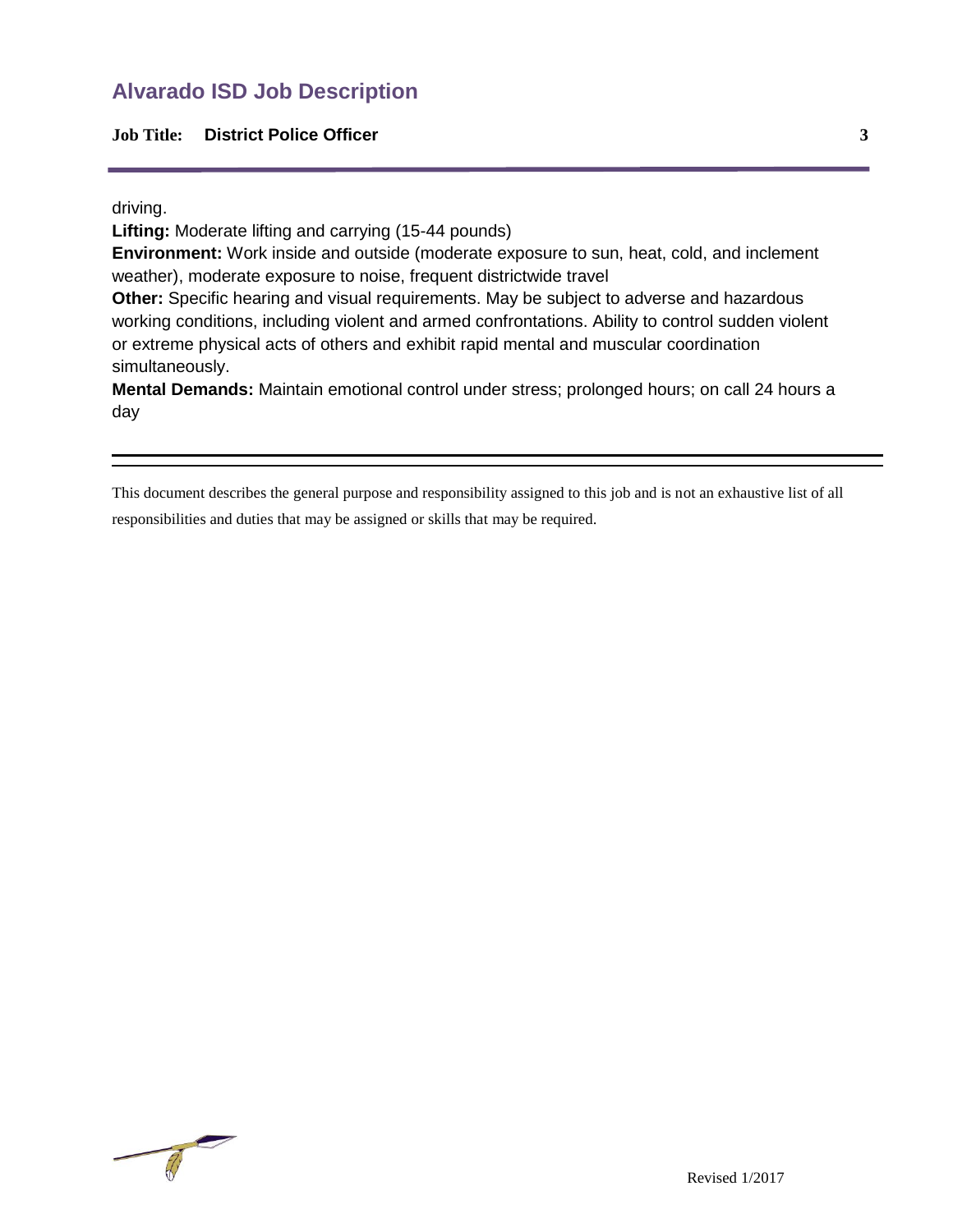driving.

**Lifting:** Moderate lifting and carrying (15-44 pounds)

**Environment:** Work inside and outside (moderate exposure to sun, heat, cold, and inclement weather), moderate exposure to noise, frequent districtwide travel

**Other:** Specific hearing and visual requirements. May be subject to adverse and hazardous working conditions, including violent and armed confrontations. Ability to control sudden violent or extreme physical acts of others and exhibit rapid mental and muscular coordination simultaneously.

**Mental Demands:** Maintain emotional control under stress; prolonged hours; on call 24 hours a day

---

This document describes the general purpose and responsibility assigned to this job and is not an exhaustive list of all responsibilities and duties that may be assigned or skills that may be required.